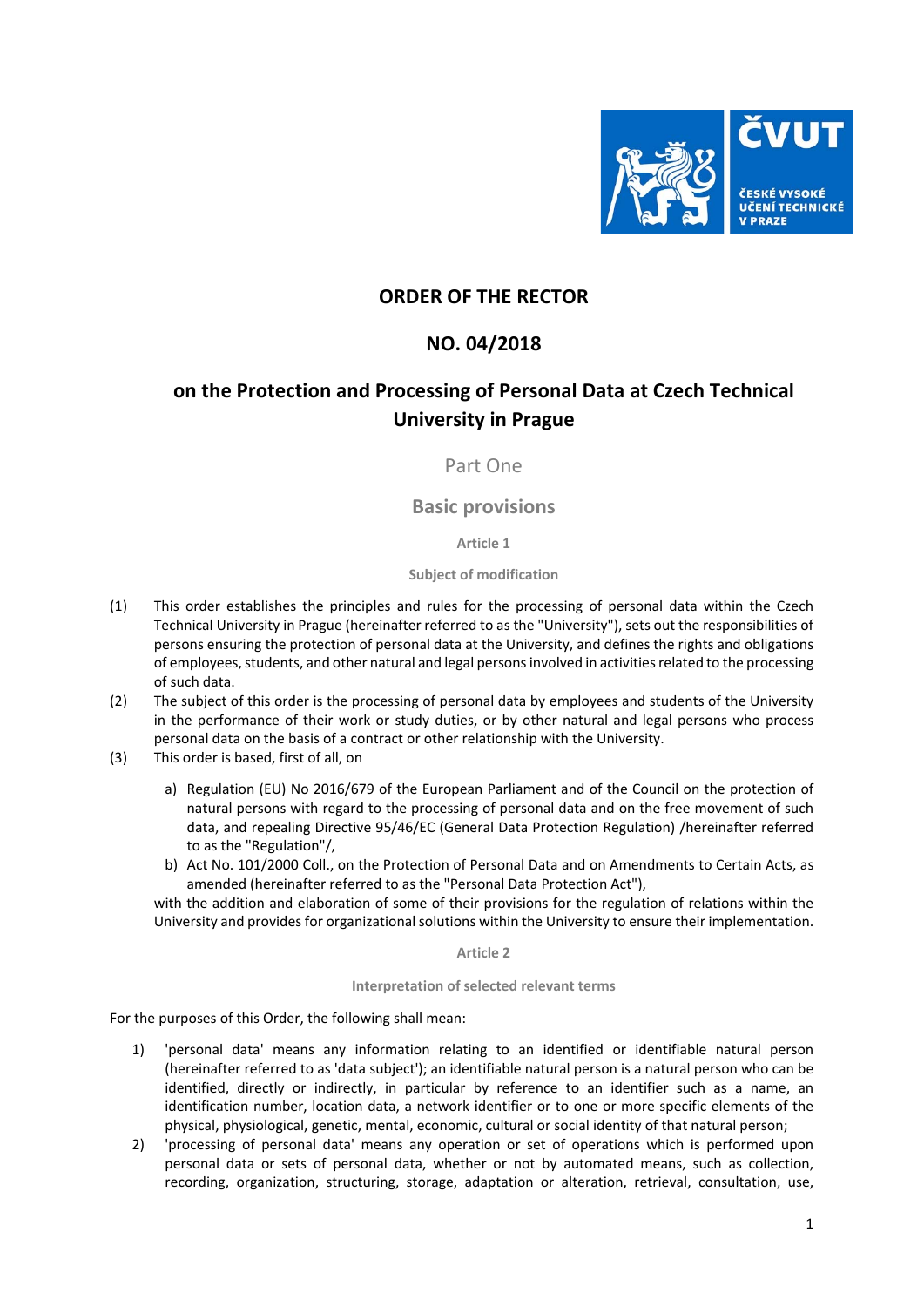# ORDER OF THE RECTOR

# NO. 04/2018

# on the Protection and Processing of Personal Data at Czech Technical University in Prague

## Part One

## Basic provisions

### Article 1

### Subject of modification

(1) This order establishes the principles and rules for the processing of personal data within the Czech Technical University in Prague (hereinafter referred to as the "University"), sets out the responsibilities of persons ensuring the protection of personal data at the University, and defines the rights and obligations of employees, students, and other natural and legal persons involved in activities related to the processing of such data.

(2) The subject of this order is the processing of personal data by employees and students of the University in the performance of their work or study duties, or by other natural and legal persons who process personal data on the basis of a contract or other relationship with the University.

(3) This order is based, first of all, on

a) Regulation (EU) No 2016/679 of the European Parliament and of the Council on the protection of natural persons with regard to the processing of personal data and on the free movement of such data, and repealing Directive 95/46/EC (General Data Protection Regulation) /hereinafter referred to as the "Regulation"/,

b) Act No. 101/2000 Coll., on the Protection of Personal Data and on Amendments to Certain Acts, as amended (hereinafter referred to as the "Personal Data Protection Act"),

with the addition and elaboration of some of their provisions for the regulation of relations within the University and provides for organizational solutions within the University to ensure their implementation.

### Article 2

### Interpretation of selected relevant terms

For the purposes of this Order, the following shall mean:

1) 'personal data' means any information relating to an identified or identifiable natural person (hereinafter referred to as 'data subject'); an identifiable natural person is a natural person who can be identified, directly or indirectly, in particular by reference to an identifier such as a name, an identification number, location data, a network identifier or to one or more specific elements of the physical, physiological, genetic, mental, economic, cultural or social identity of that natural person;

2) 'processing of personal data' means any operation or set of operations which is performed upon personal data or sets of personal data, whether or not by automated means, such as collection, recording, organization, structuring, storage, adaptation or alteration, retrieval, consultation, use,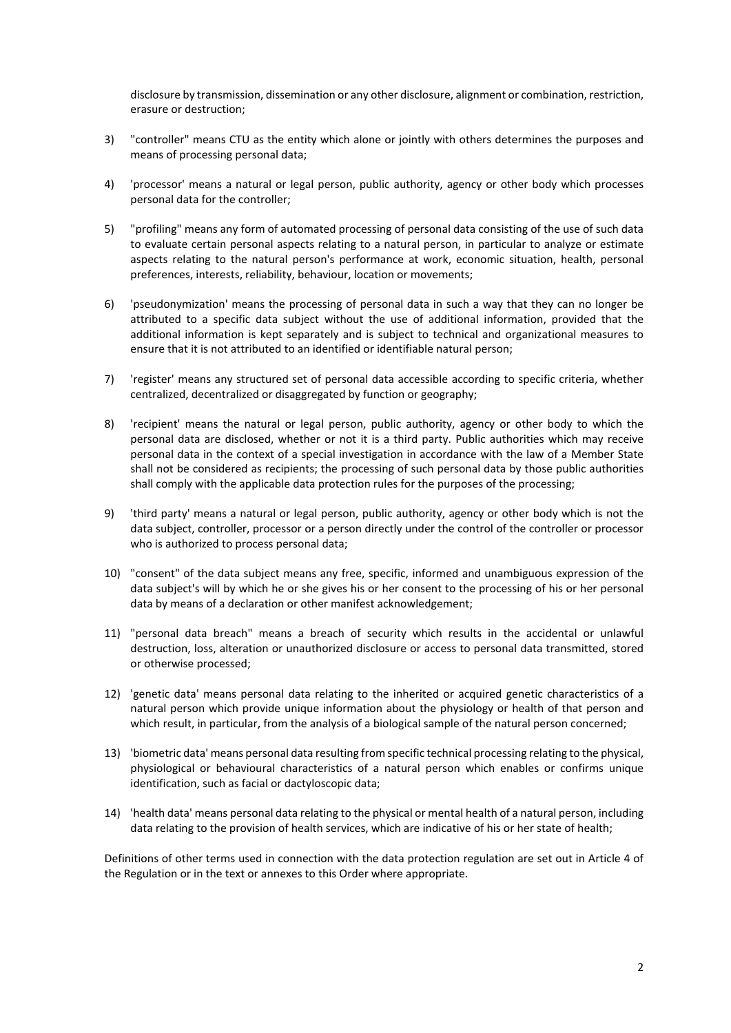disclosure by transmission, dissemination or any other disclosure, alignment or combination, restriction, erasure or destruction;

3) "controller" means CTU as the entity which alone or jointly with others determines the purposes and means of processing personal data;

4) 'processor' means a natural or legal person, public authority, agency or other body which processes personal data for the controller;

5) "profiling" means any form of automated processing of personal data consisting of the use of such data to evaluate certain personal aspects relating to a natural person, in particular to analyze or estimate aspects relating to the natural person's performance at work, economic situation, health, personal preferences, interests, reliability, behaviour, location or movements;

6) 'pseudonymization' means the processing of personal data in such a way that they can no longer be attributed to a specific data subject without the use of additional information, provided that the additional information is kept separately and is subject to technical and organizational measures to ensure that it is not attributed to an identified or identifiable natural person;

7) 'register' means any structured set of personal data accessible according to specific criteria, whether centralized, decentralized or disaggregated by function or geography;

8) 'recipient' means the natural or legal person, public authority, agency or other body to which the personal data are disclosed, whether or not it is a third party. Public authorities which may receive personal data in the context of a special investigation in accordance with the law of a Member State shall not be considered as recipients; the processing of such personal data by those public authorities shall comply with the applicable data protection rules for the purposes of the processing;

9) 'third party' means a natural or legal person, public authority, agency or other body which is not the data subject, controller, processor or a person directly under the control of the controller or processor who is authorized to process personal data;

10) "consent" of the data subject means any free, specific, informed and unambiguous expression of the data subject's will by which he or she gives his or her consent to the processing of his or her personal data by means of a declaration or other manifest acknowledgement;

11) "personal data breach" means a breach of security which results in the accidental or unlawful destruction, loss, alteration or unauthorized disclosure or access to personal data transmitted, stored or otherwise processed;

12) 'genetic data' means personal data relating to the inherited or acquired genetic characteristics of a natural person which provide unique information about the physiology or health of that person and which result, in particular, from the analysis of a biological sample of the natural person concerned;

13) 'biometric data' means personal data resulting from specific technical processing relating to the physical, physiological or behavioural characteristics of a natural person which enables or confirms unique identification, such as facial or dactyloscopic data;

14) 'health data' means personal data relating to the physical or mental health of a natural person, including data relating to the provision of health services, which are indicative of his or her state of health;

Definitions of other terms used in connection with the data protection regulation are set out in Article 4 of the Regulation or in the text or annexes to this Order where appropriate.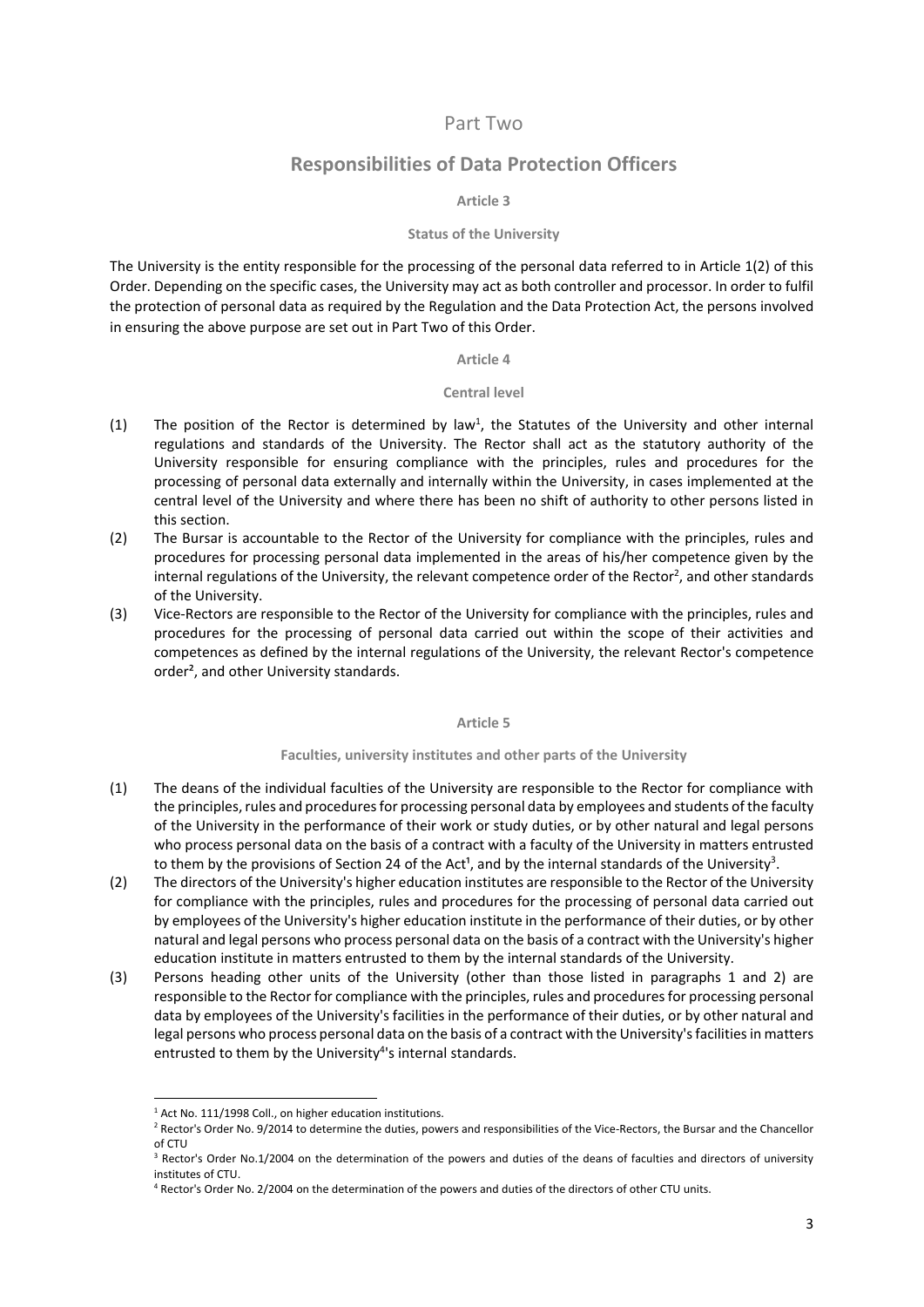# Part Two

## Responsibilities of Data Protection Officers

### Article 3

### Status of the University

The University is the entity responsible for the processing of the personal data referred to in Article 1(2) of this Order. Depending on the specific cases, the University may act as both controller and processor. In order to fulfil the protection of personal data as required by the Regulation and the Data Protection Act, the persons involved in ensuring the above purpose are set out in Part Two of this Order.

### Article 4

### Central level

(1) The position of the Rector is determined by law[1], the Statutes of the University and other internal regulations and standards of the University. The Rector shall act as the statutory authority of the University responsible for ensuring compliance with the principles, rules and procedures for the processing of personal data externally and internally within the University, in cases implemented at the central level of the University and where there has been no shift of authority to other persons listed in this section.

(2) The Bursar is accountable to the Rector of the University for compliance with the principles, rules and procedures for processing personal data implemented in the areas of his/her competence given by the internal regulations of the University, the relevant competence order of the Rector[2], and other standards of the University.

(3) Vice-Rectors are responsible to the Rector of the University for compliance with the principles, rules and procedures for the processing of personal data carried out within the scope of their activities and competences as defined by the internal regulations of the University, the relevant Rector's competence order[2], and other University standards.

### Article 5

### Faculties, university institutes and other parts of the University

(1) The deans of the individual faculties of the University are responsible to the Rector for compliance with the principles, rules and procedures for processing personal data by employees and students of the faculty of the University in the performance of their work or study duties, or by other natural and legal persons who process personal data on the basis of a contract with a faculty of the University in matters entrusted to them by the provisions of Section 24 of the Act[1], and by the internal standards of the University[3].

(2) The directors of the University's higher education institutes are responsible to the Rector of the University for compliance with the principles, rules and procedures for the processing of personal data carried out by employees of the University's higher education institute in the performance of their duties, or by other natural and legal persons who process personal data on the basis of a contract with the University's higher education institute in matters entrusted to them by the internal standards of the University.

(3) Persons heading other units of the University (other than those listed in paragraphs 1 and 2) are responsible to the Rector for compliance with the principles, rules and procedures for processing personal data by employees of the University's facilities in the performance of their duties, or by other natural and legal persons who process personal data on the basis of a contract with the University's facilities in matters entrusted to them by the University[4]'s internal standards.

---

[1] Act No. 111/1998 Coll., on higher education institutions.

[2] Rector's Order No. 9/2014 to determine the duties, powers and responsibilities of the Vice-Rectors, the Bursar and the Chancellor of CTU

[3] Rector's Order No.1/2004 on the determination of the powers and duties of the deans of faculties and directors of university institutes of CTU.

[4] Rector's Order No. 2/2004 on the determination of the powers and duties of the directors of other CTU units.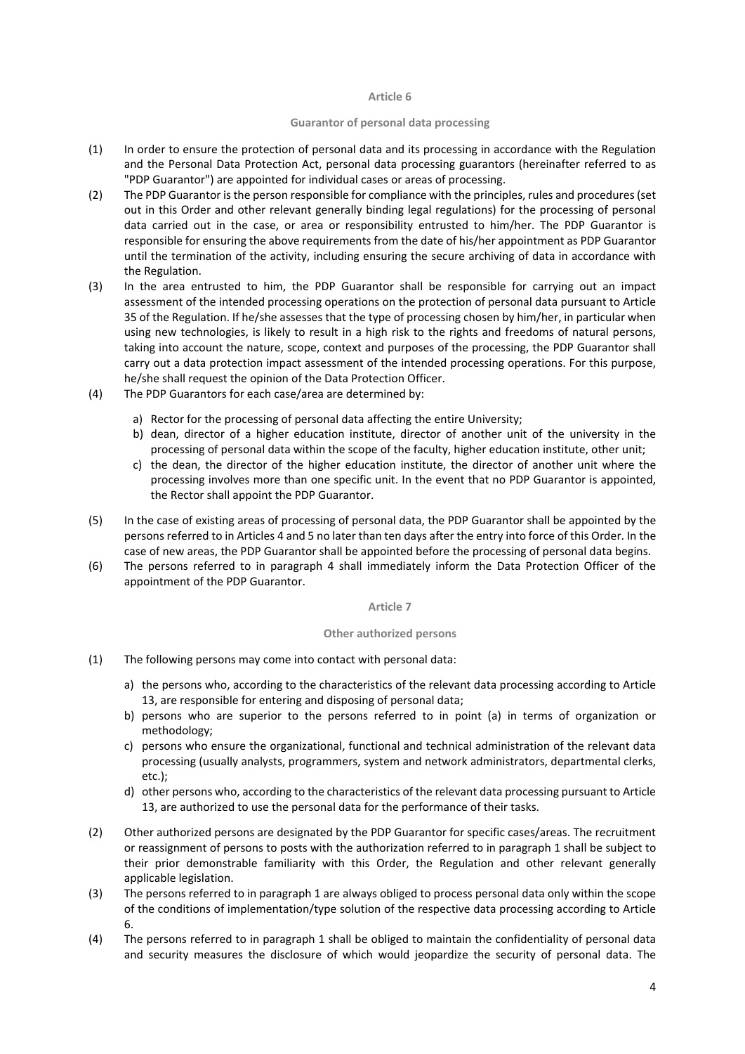## Article 6

### Guarantor of personal data processing

(1) In order to ensure the protection of personal data and its processing in accordance with the Regulation and the Personal Data Protection Act, personal data processing guarantors (hereinafter referred to as "PDP Guarantor") are appointed for individual cases or areas of processing.

(2) The PDP Guarantor is the person responsible for compliance with the principles, rules and procedures (set out in this Order and other relevant generally binding legal regulations) for the processing of personal data carried out in the case, or area or responsibility entrusted to him/her. The PDP Guarantor is responsible for ensuring the above requirements from the date of his/her appointment as PDP Guarantor until the termination of the activity, including ensuring the secure archiving of data in accordance with the Regulation.

(3) In the area entrusted to him, the PDP Guarantor shall be responsible for carrying out an impact assessment of the intended processing operations on the protection of personal data pursuant to Article 35 of the Regulation. If he/she assesses that the type of processing chosen by him/her, in particular when using new technologies, is likely to result in a high risk to the rights and freedoms of natural persons, taking into account the nature, scope, context and purposes of the processing, the PDP Guarantor shall carry out a data protection impact assessment of the intended processing operations. For this purpose, he/she shall request the opinion of the Data Protection Officer.

(4) The PDP Guarantors for each case/area are determined by:

a) Rector for the processing of personal data affecting the entire University;

b) dean, director of a higher education institute, director of another unit of the university in the processing of personal data within the scope of the faculty, higher education institute, other unit;

c) the dean, the director of the higher education institute, the director of another unit where the processing involves more than one specific unit. In the event that no PDP Guarantor is appointed, the Rector shall appoint the PDP Guarantor.

(5) In the case of existing areas of processing of personal data, the PDP Guarantor shall be appointed by the persons referred to in Articles 4 and 5 no later than ten days after the entry into force of this Order. In the case of new areas, the PDP Guarantor shall be appointed before the processing of personal data begins.

(6) The persons referred to in paragraph 4 shall immediately inform the Data Protection Officer of the appointment of the PDP Guarantor.

## Article 7

### Other authorized persons

(1) The following persons may come into contact with personal data:

a) the persons who, according to the characteristics of the relevant data processing according to Article 13, are responsible for entering and disposing of personal data;

b) persons who are superior to the persons referred to in point (a) in terms of organization or methodology;

c) persons who ensure the organizational, functional and technical administration of the relevant data processing (usually analysts, programmers, system and network administrators, departmental clerks, etc.);

d) other persons who, according to the characteristics of the relevant data processing pursuant to Article 13, are authorized to use the personal data for the performance of their tasks.

(2) Other authorized persons are designated by the PDP Guarantor for specific cases/areas. The recruitment or reassignment of persons to posts with the authorization referred to in paragraph 1 shall be subject to their prior demonstrable familiarity with this Order, the Regulation and other relevant generally applicable legislation.

(3) The persons referred to in paragraph 1 are always obliged to process personal data only within the scope of the conditions of implementation/type solution of the respective data processing according to Article 6.

(4) The persons referred to in paragraph 1 shall be obliged to maintain the confidentiality of personal data and security measures the disclosure of which would jeopardize the security of personal data. The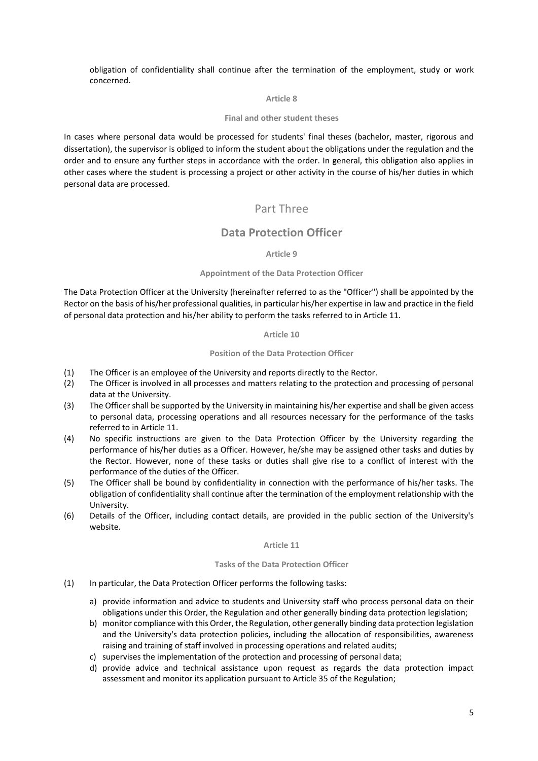obligation of confidentiality shall continue after the termination of the employment, study or work concerned.

#### Article 8

#### Final and other student theses

In cases where personal data would be processed for students' final theses (bachelor, master, rigorous and dissertation), the supervisor is obliged to inform the student about the obligations under the regulation and the order and to ensure any further steps in accordance with the order. In general, this obligation also applies in other cases where the student is processing a project or other activity in the course of his/her duties in which personal data are processed.

## Part Three

## Data Protection Officer

#### Article 9

#### Appointment of the Data Protection Officer

The Data Protection Officer at the University (hereinafter referred to as the "Officer") shall be appointed by the Rector on the basis of his/her professional qualities, in particular his/her expertise in law and practice in the field of personal data protection and his/her ability to perform the tasks referred to in Article 11.

#### Article 10

#### Position of the Data Protection Officer

(1) The Officer is an employee of the University and reports directly to the Rector.

(2) The Officer is involved in all processes and matters relating to the protection and processing of personal data at the University.

(3) The Officer shall be supported by the University in maintaining his/her expertise and shall be given access to personal data, processing operations and all resources necessary for the performance of the tasks referred to in Article 11.

(4) No specific instructions are given to the Data Protection Officer by the University regarding the performance of his/her duties as a Officer. However, he/she may be assigned other tasks and duties by the Rector. However, none of these tasks or duties shall give rise to a conflict of interest with the performance of the duties of the Officer.

(5) The Officer shall be bound by confidentiality in connection with the performance of his/her tasks. The obligation of confidentiality shall continue after the termination of the employment relationship with the University.

(6) Details of the Officer, including contact details, are provided in the public section of the University's website.

#### Article 11

#### Tasks of the Data Protection Officer

(1) In particular, the Data Protection Officer performs the following tasks:

a) provide information and advice to students and University staff who process personal data on their obligations under this Order, the Regulation and other generally binding data protection legislation;

b) monitor compliance with this Order, the Regulation, other generally binding data protection legislation and the University's data protection policies, including the allocation of responsibilities, awareness raising and training of staff involved in processing operations and related audits;

c) supervises the implementation of the protection and processing of personal data;

d) provide advice and technical assistance upon request as regards the data protection impact assessment and monitor its application pursuant to Article 35 of the Regulation;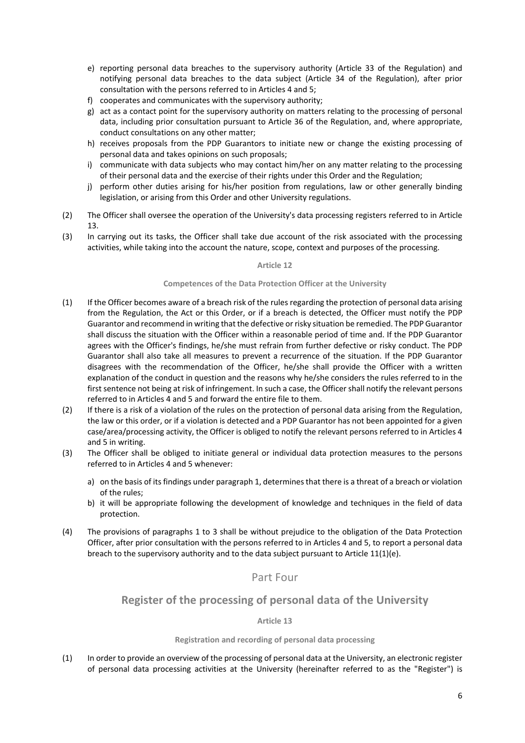e) reporting personal data breaches to the supervisory authority (Article 33 of the Regulation) and notifying personal data breaches to the data subject (Article 34 of the Regulation), after prior consultation with the persons referred to in Articles 4 and 5;
f) cooperates and communicates with the supervisory authority;
g) act as a contact point for the supervisory authority on matters relating to the processing of personal data, including prior consultation pursuant to Article 36 of the Regulation, and, where appropriate, conduct consultations on any other matter;
h) receives proposals from the PDP Guarantors to initiate new or change the existing processing of personal data and takes opinions on such proposals;
i) communicate with data subjects who may contact him/her on any matter relating to the processing of their personal data and the exercise of their rights under this Order and the Regulation;
j) perform other duties arising for his/her position from regulations, law or other generally binding legislation, or arising from this Order and other University regulations.

(2) The Officer shall oversee the operation of the University's data processing registers referred to in Article 13.

(3) In carrying out its tasks, the Officer shall take due account of the risk associated with the processing activities, while taking into the account the nature, scope, context and purposes of the processing.

### Article 12

#### Competences of the Data Protection Officer at the University

(1) If the Officer becomes aware of a breach risk of the rules regarding the protection of personal data arising from the Regulation, the Act or this Order, or if a breach is detected, the Officer must notify the PDP Guarantor and recommend in writing that the defective or risky situation be remedied. The PDP Guarantor shall discuss the situation with the Officer within a reasonable period of time and. If the PDP Guarantor agrees with the Officer's findings, he/she must refrain from further defective or risky conduct. The PDP Guarantor shall also take all measures to prevent a recurrence of the situation. If the PDP Guarantor disagrees with the recommendation of the Officer, he/she shall provide the Officer with a written explanation of the conduct in question and the reasons why he/she considers the rules referred to in the first sentence not being at risk of infringement. In such a case, the Officer shall notify the relevant persons referred to in Articles 4 and 5 and forward the entire file to them.

(2) If there is a risk of a violation of the rules on the protection of personal data arising from the Regulation, the law or this order, or if a violation is detected and a PDP Guarantor has not been appointed for a given case/area/processing activity, the Officer is obliged to notify the relevant persons referred to in Articles 4 and 5 in writing.

(3) The Officer shall be obliged to initiate general or individual data protection measures to the persons referred to in Articles 4 and 5 whenever:

a) on the basis of its findings under paragraph 1, determines that there is a threat of a breach or violation of the rules;
b) it will be appropriate following the development of knowledge and techniques in the field of data protection.

(4) The provisions of paragraphs 1 to 3 shall be without prejudice to the obligation of the Data Protection Officer, after prior consultation with the persons referred to in Articles 4 and 5, to report a personal data breach to the supervisory authority and to the data subject pursuant to Article 11(1)(e).

## Part Four

## Register of the processing of personal data of the University

### Article 13

#### Registration and recording of personal data processing

(1) In order to provide an overview of the processing of personal data at the University, an electronic register of personal data processing activities at the University (hereinafter referred to as the "Register") is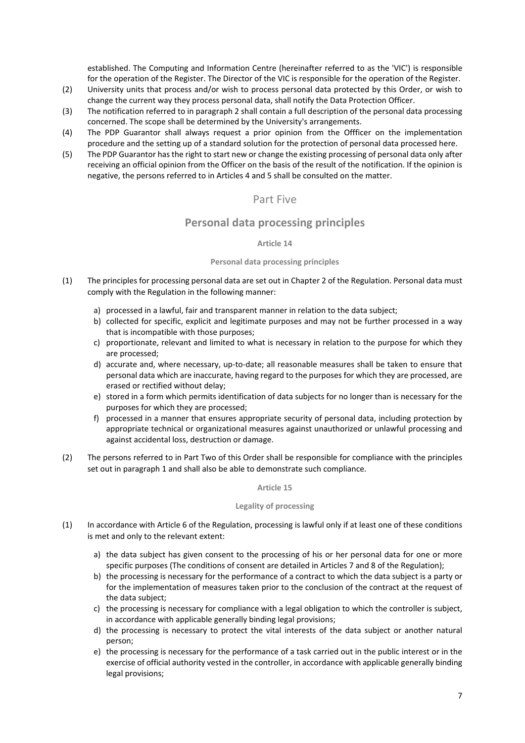established. The Computing and Information Centre (hereinafter referred to as the 'VIC') is responsible for the operation of the Register. The Director of the VIC is responsible for the operation of the Register.

(2) University units that process and/or wish to process personal data protected by this Order, or wish to change the current way they process personal data, shall notify the Data Protection Officer.

(3) The notification referred to in paragraph 2 shall contain a full description of the personal data processing concerned. The scope shall be determined by the University's arrangements.

(4) The PDP Guarantor shall always request a prior opinion from the Offficer on the implementation procedure and the setting up of a standard solution for the protection of personal data processed here.

(5) The PDP Guarantor has the right to start new or change the existing processing of personal data only after receiving an official opinion from the Officer on the basis of the result of the notification. If the opinion is negative, the persons referred to in Articles 4 and 5 shall be consulted on the matter.

# Part Five

## Personal data processing principles

### Article 14

#### Personal data processing principles

(1) The principles for processing personal data are set out in Chapter 2 of the Regulation. Personal data must comply with the Regulation in the following manner:

a) processed in a lawful, fair and transparent manner in relation to the data subject;
b) collected for specific, explicit and legitimate purposes and may not be further processed in a way that is incompatible with those purposes;
c) proportionate, relevant and limited to what is necessary in relation to the purpose for which they are processed;
d) accurate and, where necessary, up-to-date; all reasonable measures shall be taken to ensure that personal data which are inaccurate, having regard to the purposes for which they are processed, are erased or rectified without delay;
e) stored in a form which permits identification of data subjects for no longer than is necessary for the purposes for which they are processed;
f) processed in a manner that ensures appropriate security of personal data, including protection by appropriate technical or organizational measures against unauthorized or unlawful processing and against accidental loss, destruction or damage.

(2) The persons referred to in Part Two of this Order shall be responsible for compliance with the principles set out in paragraph 1 and shall also be able to demonstrate such compliance.

### Article 15

#### Legality of processing

(1) In accordance with Article 6 of the Regulation, processing is lawful only if at least one of these conditions is met and only to the relevant extent:

a) the data subject has given consent to the processing of his or her personal data for one or more specific purposes (The conditions of consent are detailed in Articles 7 and 8 of the Regulation);
b) the processing is necessary for the performance of a contract to which the data subject is a party or for the implementation of measures taken prior to the conclusion of the contract at the request of the data subject;
c) the processing is necessary for compliance with a legal obligation to which the controller is subject, in accordance with applicable generally binding legal provisions;
d) the processing is necessary to protect the vital interests of the data subject or another natural person;
e) the processing is necessary for the performance of a task carried out in the public interest or in the exercise of official authority vested in the controller, in accordance with applicable generally binding legal provisions;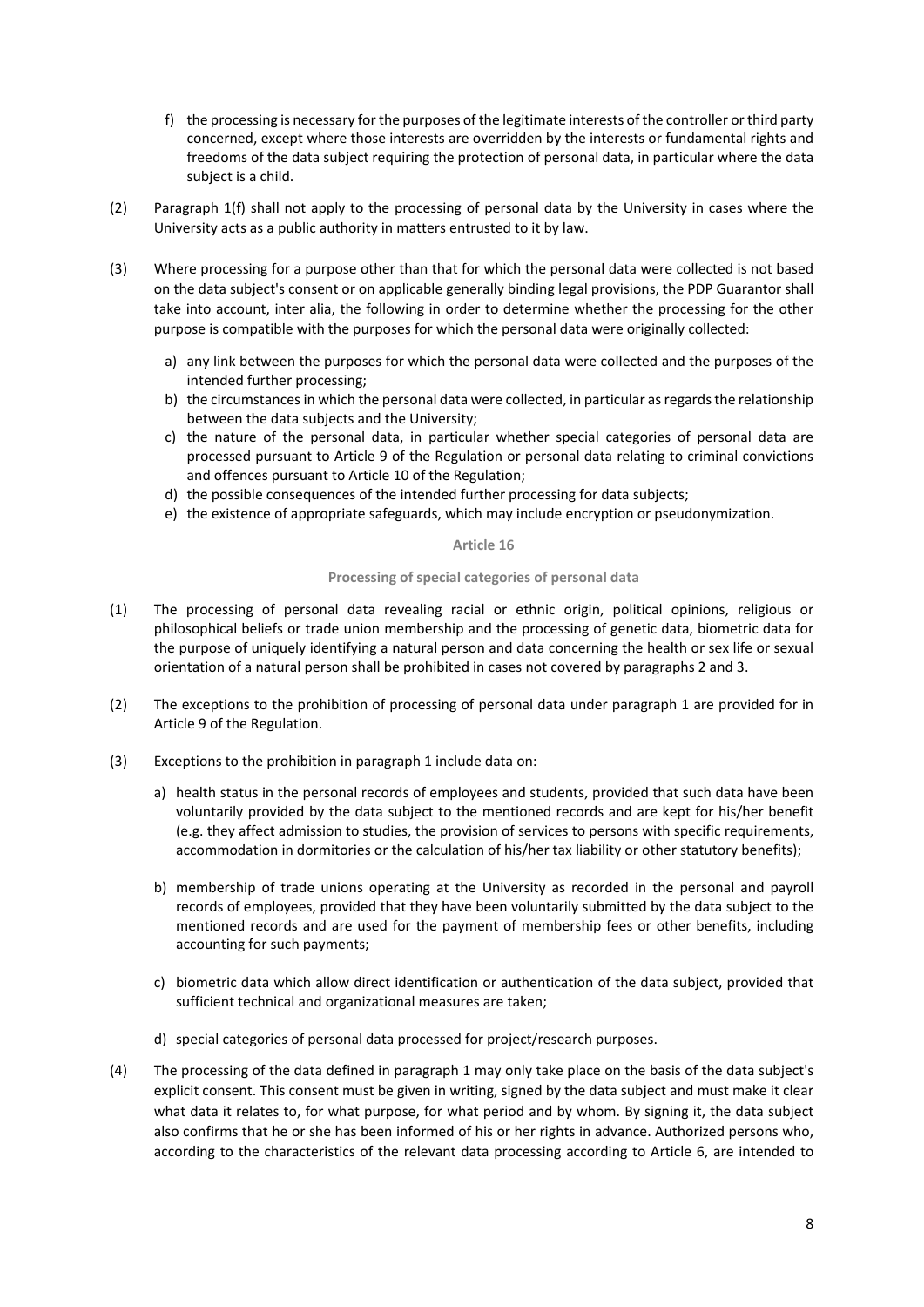f) the processing is necessary for the purposes of the legitimate interests of the controller or third party concerned, except where those interests are overridden by the interests or fundamental rights and freedoms of the data subject requiring the protection of personal data, in particular where the data subject is a child.

(2) Paragraph 1(f) shall not apply to the processing of personal data by the University in cases where the University acts as a public authority in matters entrusted to it by law.

(3) Where processing for a purpose other than that for which the personal data were collected is not based on the data subject's consent or on applicable generally binding legal provisions, the PDP Guarantor shall take into account, inter alia, the following in order to determine whether the processing for the other purpose is compatible with the purposes for which the personal data were originally collected:

a) any link between the purposes for which the personal data were collected and the purposes of the intended further processing;
b) the circumstances in which the personal data were collected, in particular as regards the relationship between the data subjects and the University;
c) the nature of the personal data, in particular whether special categories of personal data are processed pursuant to Article 9 of the Regulation or personal data relating to criminal convictions and offences pursuant to Article 10 of the Regulation;
d) the possible consequences of the intended further processing for data subjects;
e) the existence of appropriate safeguards, which may include encryption or pseudonymization.

## Article 16

### Processing of special categories of personal data

(1) The processing of personal data revealing racial or ethnic origin, political opinions, religious or philosophical beliefs or trade union membership and the processing of genetic data, biometric data for the purpose of uniquely identifying a natural person and data concerning the health or sex life or sexual orientation of a natural person shall be prohibited in cases not covered by paragraphs 2 and 3.

(2) The exceptions to the prohibition of processing of personal data under paragraph 1 are provided for in Article 9 of the Regulation.

(3) Exceptions to the prohibition in paragraph 1 include data on:

a) health status in the personal records of employees and students, provided that such data have been voluntarily provided by the data subject to the mentioned records and are kept for his/her benefit (e.g. they affect admission to studies, the provision of services to persons with specific requirements, accommodation in dormitories or the calculation of his/her tax liability or other statutory benefits);

b) membership of trade unions operating at the University as recorded in the personal and payroll records of employees, provided that they have been voluntarily submitted by the data subject to the mentioned records and are used for the payment of membership fees or other benefits, including accounting for such payments;

c) biometric data which allow direct identification or authentication of the data subject, provided that sufficient technical and organizational measures are taken;

d) special categories of personal data processed for project/research purposes.

(4) The processing of the data defined in paragraph 1 may only take place on the basis of the data subject's explicit consent. This consent must be given in writing, signed by the data subject and must make it clear what data it relates to, for what purpose, for what period and by whom. By signing it, the data subject also confirms that he or she has been informed of his or her rights in advance. Authorized persons who, according to the characteristics of the relevant data processing according to Article 6, are intended to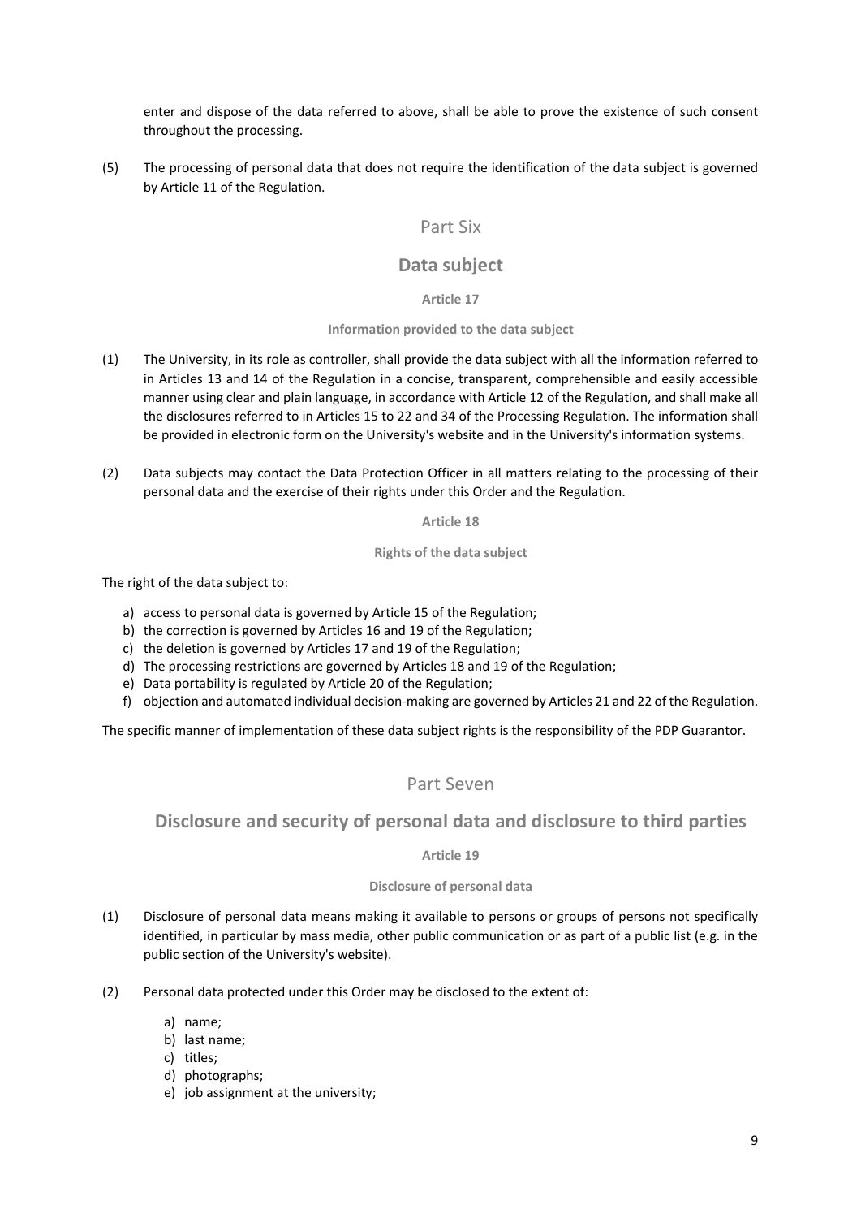enter and dispose of the data referred to above, shall be able to prove the existence of such consent throughout the processing.

(5) The processing of personal data that does not require the identification of the data subject is governed by Article 11 of the Regulation.

# Part Six

## Data subject

### Article 17

#### Information provided to the data subject

(1) The University, in its role as controller, shall provide the data subject with all the information referred to in Articles 13 and 14 of the Regulation in a concise, transparent, comprehensible and easily accessible manner using clear and plain language, in accordance with Article 12 of the Regulation, and shall make all the disclosures referred to in Articles 15 to 22 and 34 of the Processing Regulation. The information shall be provided in electronic form on the University's website and in the University's information systems.

(2) Data subjects may contact the Data Protection Officer in all matters relating to the processing of their personal data and the exercise of their rights under this Order and the Regulation.

### Article 18

#### Rights of the data subject

The right of the data subject to:

a) access to personal data is governed by Article 15 of the Regulation;
b) the correction is governed by Articles 16 and 19 of the Regulation;
c) the deletion is governed by Articles 17 and 19 of the Regulation;
d) The processing restrictions are governed by Articles 18 and 19 of the Regulation;
e) Data portability is regulated by Article 20 of the Regulation;
f) objection and automated individual decision-making are governed by Articles 21 and 22 of the Regulation.

The specific manner of implementation of these data subject rights is the responsibility of the PDP Guarantor.

# Part Seven

## Disclosure and security of personal data and disclosure to third parties

### Article 19

#### Disclosure of personal data

(1) Disclosure of personal data means making it available to persons or groups of persons not specifically identified, in particular by mass media, other public communication or as part of a public list (e.g. in the public section of the University's website).

(2) Personal data protected under this Order may be disclosed to the extent of:

a) name;
b) last name;
c) titles;
d) photographs;
e) job assignment at the university;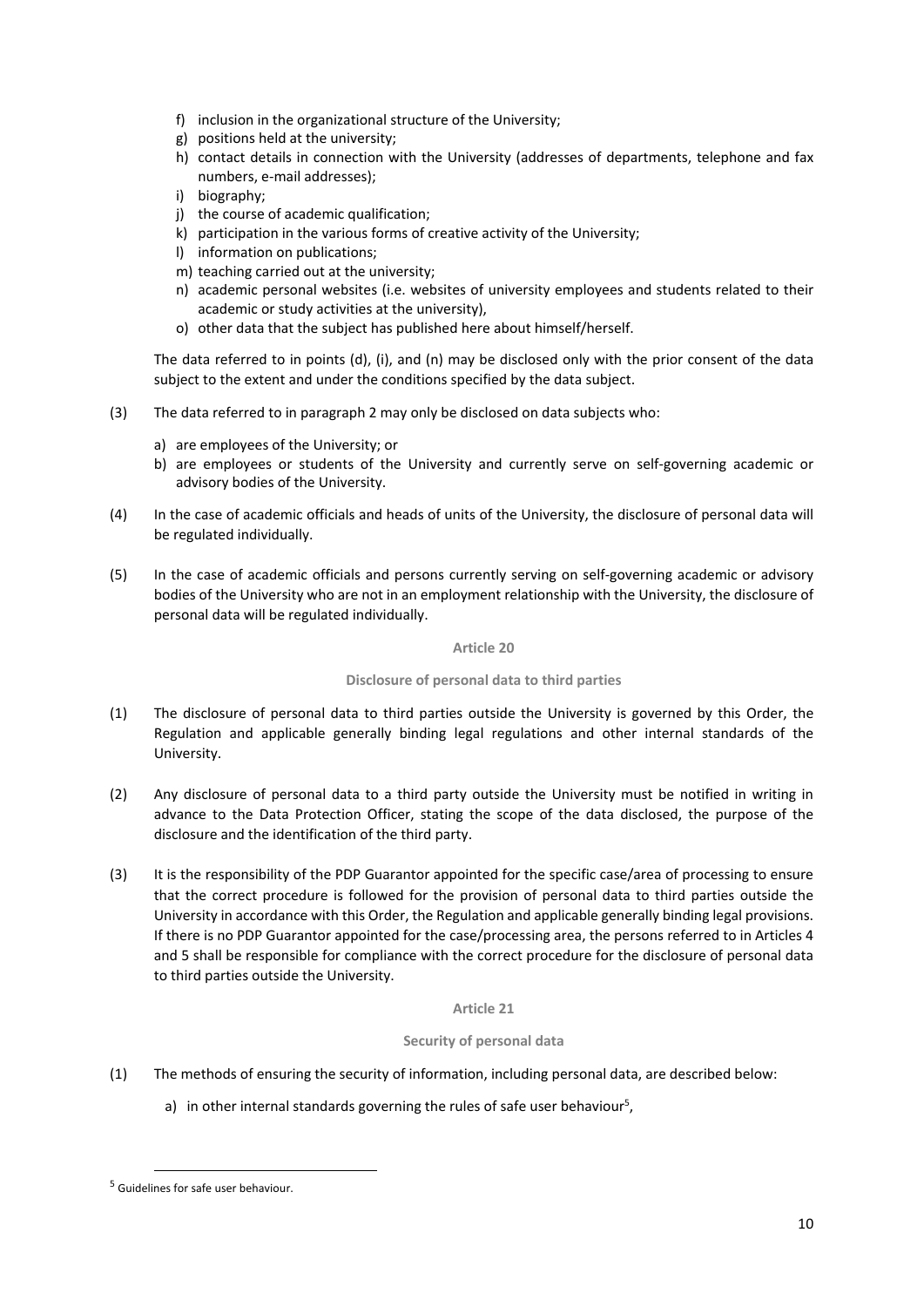f) inclusion in the organizational structure of the University;
g) positions held at the university;
h) contact details in connection with the University (addresses of departments, telephone and fax numbers, e-mail addresses);
i) biography;
j) the course of academic qualification;
k) participation in the various forms of creative activity of the University;
l) information on publications;
m) teaching carried out at the university;
n) academic personal websites (i.e. websites of university employees and students related to their academic or study activities at the university),
o) other data that the subject has published here about himself/herself.

The data referred to in points (d), (i), and (n) may be disclosed only with the prior consent of the data subject to the extent and under the conditions specified by the data subject.

(3) The data referred to in paragraph 2 may only be disclosed on data subjects who:

a) are employees of the University; or
b) are employees or students of the University and currently serve on self-governing academic or advisory bodies of the University.

(4) In the case of academic officials and heads of units of the University, the disclosure of personal data will be regulated individually.

(5) In the case of academic officials and persons currently serving on self-governing academic or advisory bodies of the University who are not in an employment relationship with the University, the disclosure of personal data will be regulated individually.

### Article 20

### Disclosure of personal data to third parties

(1) The disclosure of personal data to third parties outside the University is governed by this Order, the Regulation and applicable generally binding legal regulations and other internal standards of the University.

(2) Any disclosure of personal data to a third party outside the University must be notified in writing in advance to the Data Protection Officer, stating the scope of the data disclosed, the purpose of the disclosure and the identification of the third party.

(3) It is the responsibility of the PDP Guarantor appointed for the specific case/area of processing to ensure that the correct procedure is followed for the provision of personal data to third parties outside the University in accordance with this Order, the Regulation and applicable generally binding legal provisions. If there is no PDP Guarantor appointed for the case/processing area, the persons referred to in Articles 4 and 5 shall be responsible for compliance with the correct procedure for the disclosure of personal data to third parties outside the University.

### Article 21

### Security of personal data

(1) The methods of ensuring the security of information, including personal data, are described below:

a) in other internal standards governing the rules of safe user behaviour[5],

[5] Guidelines for safe user behaviour.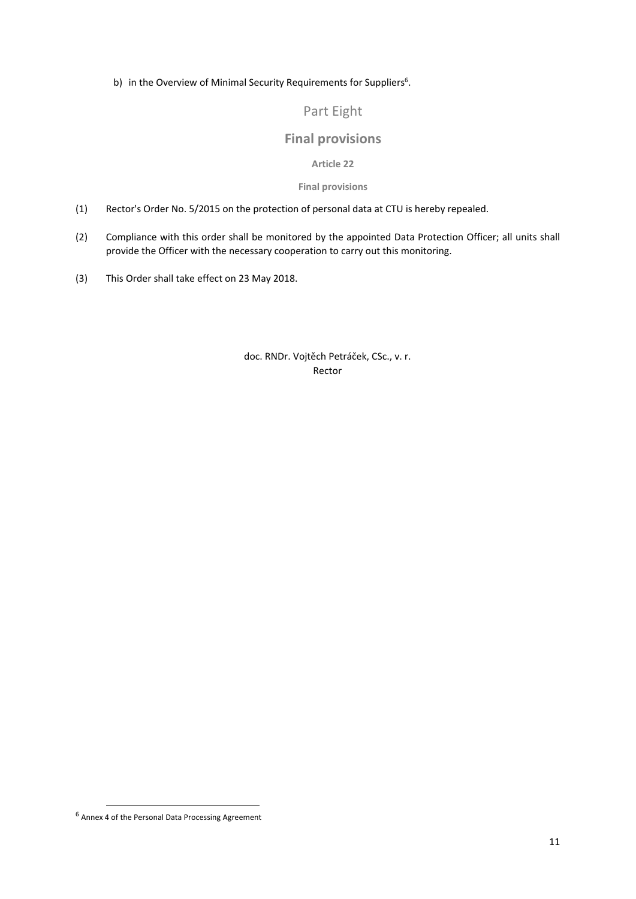b) in the Overview of Minimal Security Requirements for Suppliers[6].

# Part Eight

# Final provisions

### Article 22

### Final provisions

(1) Rector's Order No. 5/2015 on the protection of personal data at CTU is hereby repealed.

(2) Compliance with this order shall be monitored by the appointed Data Protection Officer; all units shall provide the Officer with the necessary cooperation to carry out this monitoring.

(3) This Order shall take effect on 23 May 2018.

doc. RNDr. Vojtěch Petráček, CSc., v. r.
Rector

[6] Annex 4 of the Personal Data Processing Agreement